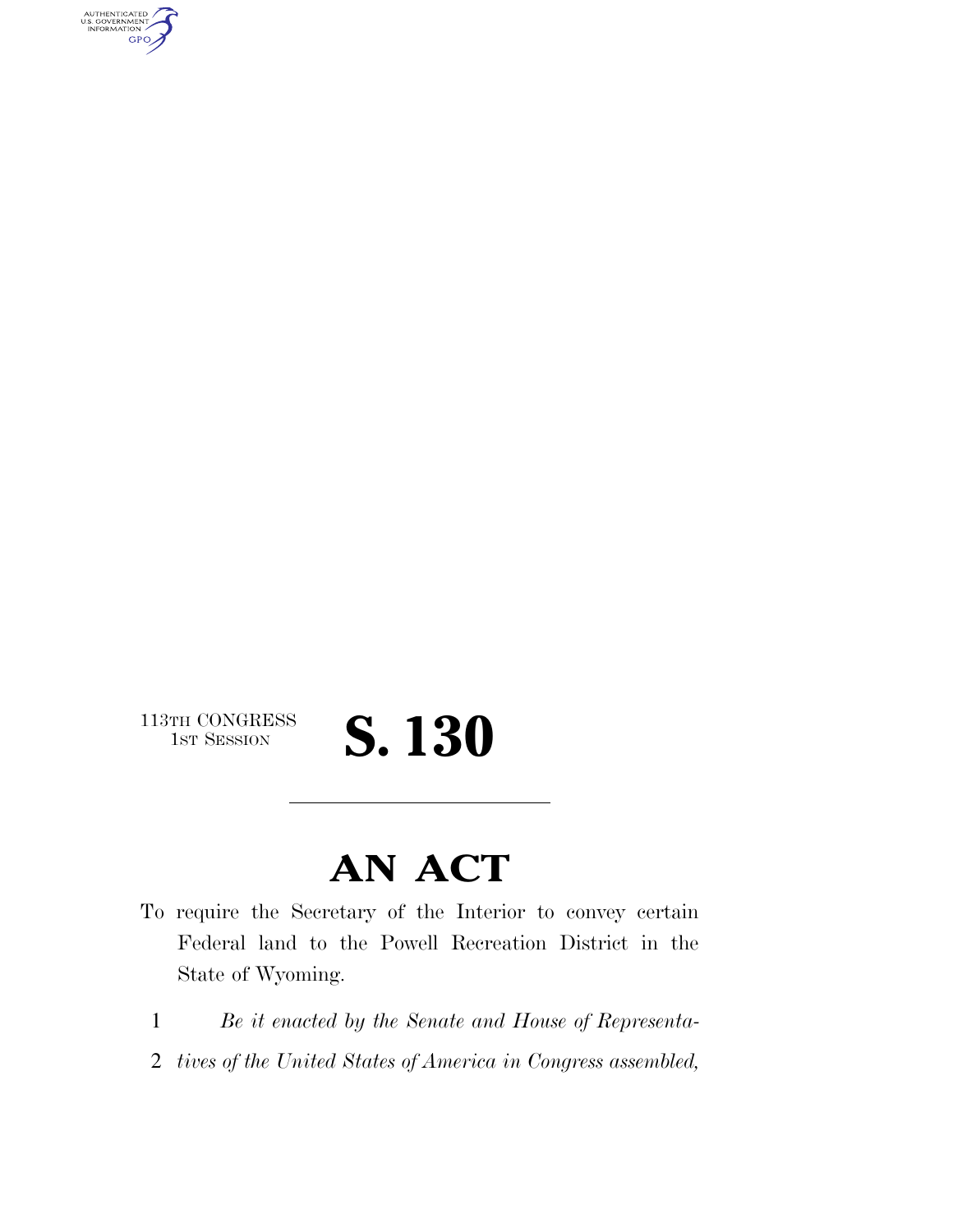113TH CONGRESS
1ST SESSION

# S. 130

---

# AN ACT

To require the Secretary of the Interior to convey certain Federal land to the Powell Recreation District in the State of Wyoming.

1 *Be it enacted by the Senate and House of Representa-*
2 *tives of the United States of America in Congress assembled,*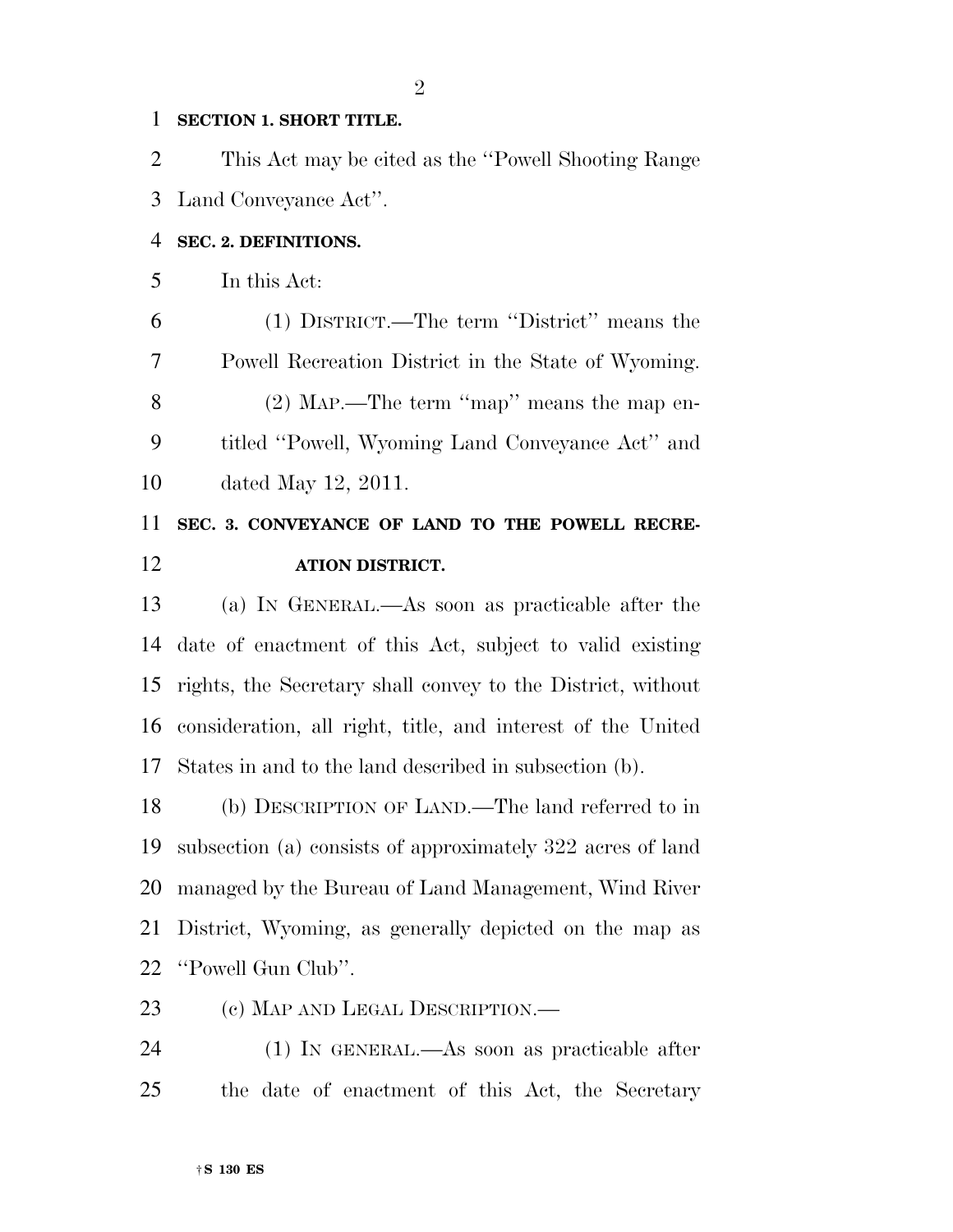**SECTION 1. SHORT TITLE.**

This Act may be cited as the "Powell Shooting Range Land Conveyance Act".

**SEC. 2. DEFINITIONS.**

In this Act:

(1) DISTRICT.—The term "District" means the Powell Recreation District in the State of Wyoming.

(2) MAP.—The term "map" means the map entitled "Powell, Wyoming Land Conveyance Act" and dated May 12, 2011.

**SEC. 3. CONVEYANCE OF LAND TO THE POWELL RECREATION DISTRICT.**

(a) IN GENERAL.—As soon as practicable after the date of enactment of this Act, subject to valid existing rights, the Secretary shall convey to the District, without consideration, all right, title, and interest of the United States in and to the land described in subsection (b).

(b) DESCRIPTION OF LAND.—The land referred to in subsection (a) consists of approximately 322 acres of land managed by the Bureau of Land Management, Wind River District, Wyoming, as generally depicted on the map as "Powell Gun Club".

(c) MAP AND LEGAL DESCRIPTION.—

(1) IN GENERAL.—As soon as practicable after the date of enactment of this Act, the Secretary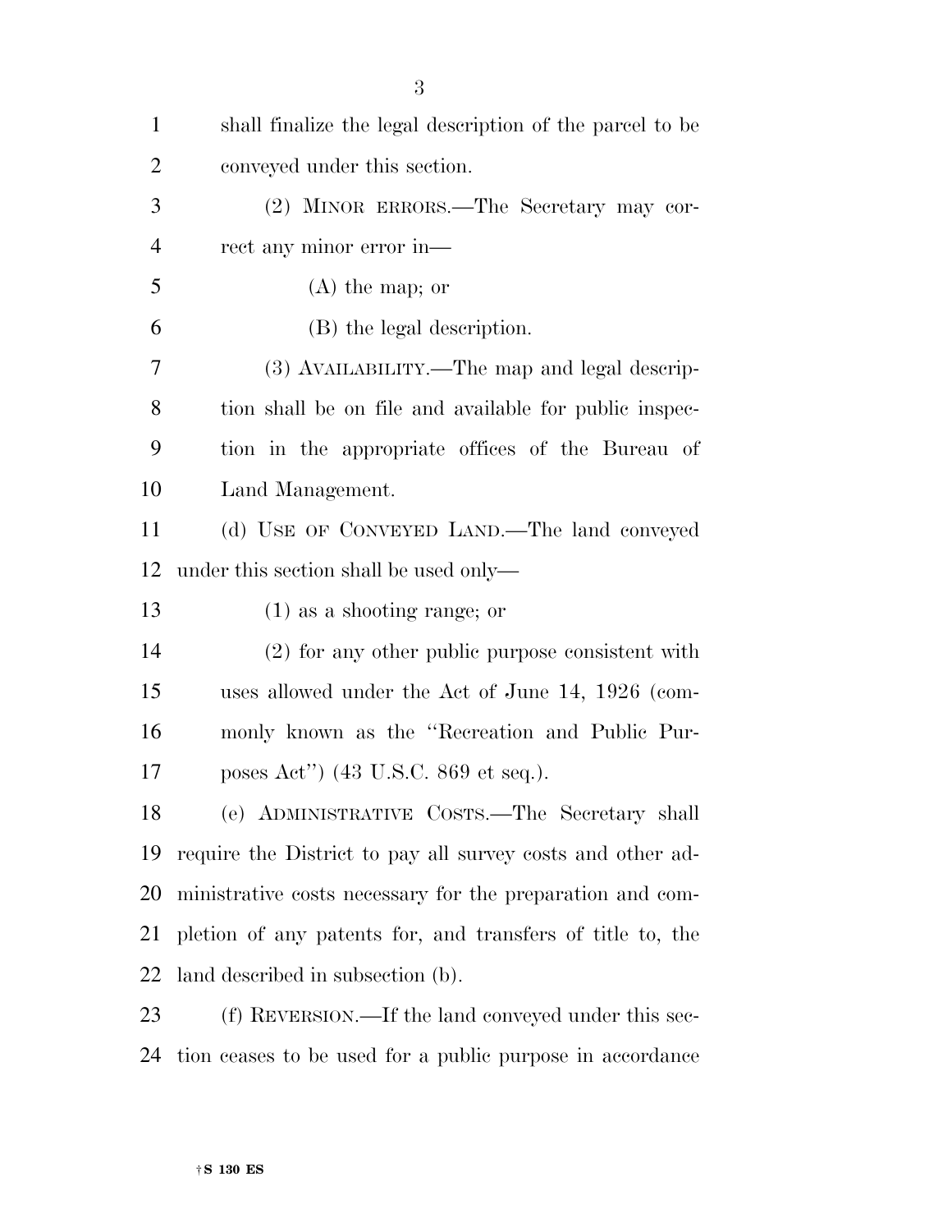shall finalize the legal description of the parcel to be conveyed under this section.

(2) MINOR ERRORS.—The Secretary may correct any minor error in—

(A) the map; or

(B) the legal description.

(3) AVAILABILITY.—The map and legal description shall be on file and available for public inspection in the appropriate offices of the Bureau of Land Management.

(d) USE OF CONVEYED LAND.—The land conveyed under this section shall be used only—

(1) as a shooting range; or

(2) for any other public purpose consistent with uses allowed under the Act of June 14, 1926 (commonly known as the "Recreation and Public Purposes Act") (43 U.S.C. 869 et seq.).

(e) ADMINISTRATIVE COSTS.—The Secretary shall require the District to pay all survey costs and other administrative costs necessary for the preparation and completion of any patents for, and transfers of title to, the land described in subsection (b).

(f) REVERSION.—If the land conveyed under this section ceases to be used for a public purpose in accordance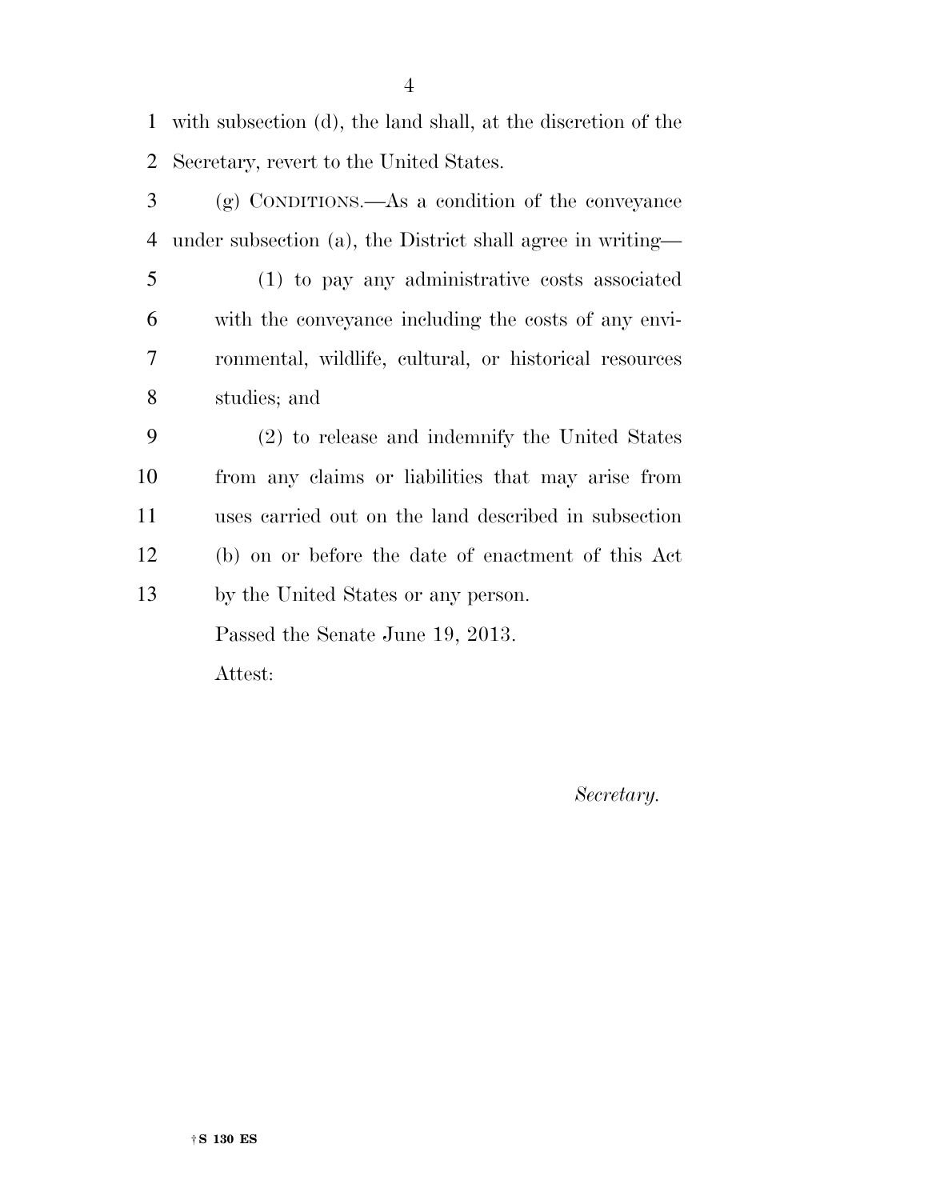with subsection (d), the land shall, at the discretion of the Secretary, revert to the United States.

(g) CONDITIONS.—As a condition of the conveyance under subsection (a), the District shall agree in writing—

(1) to pay any administrative costs associated with the conveyance including the costs of any environmental, wildlife, cultural, or historical resources studies; and

(2) to release and indemnify the United States from any claims or liabilities that may arise from uses carried out on the land described in subsection (b) on or before the date of enactment of this Act by the United States or any person.

Passed the Senate June 19, 2013.

Attest:

*Secretary.*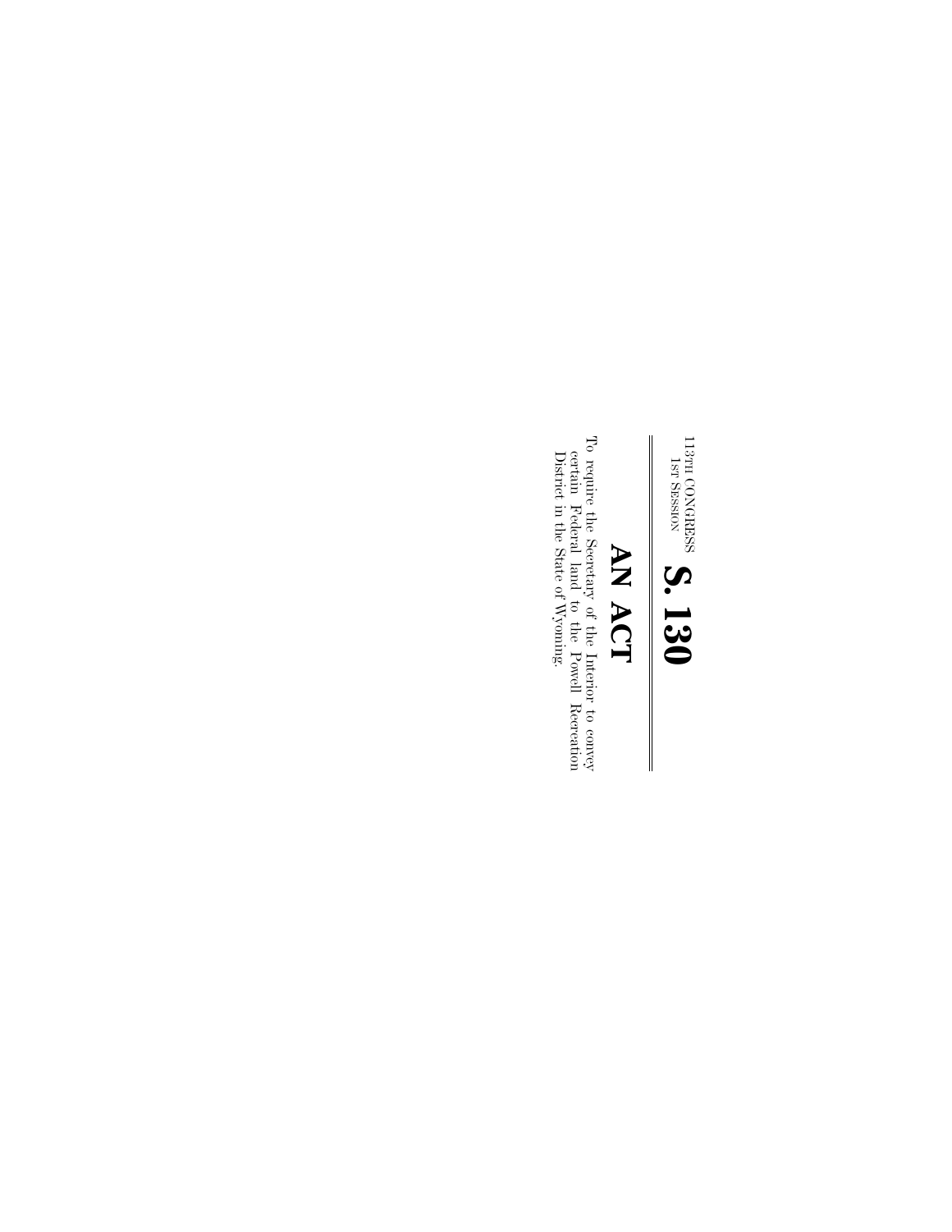113TH CONGRESS
1ST SESSION

# S. 130

---

# AN ACT

To require the Secretary of the Interior to convey certain Federal land to the Powell Recreation District in the State of Wyoming.